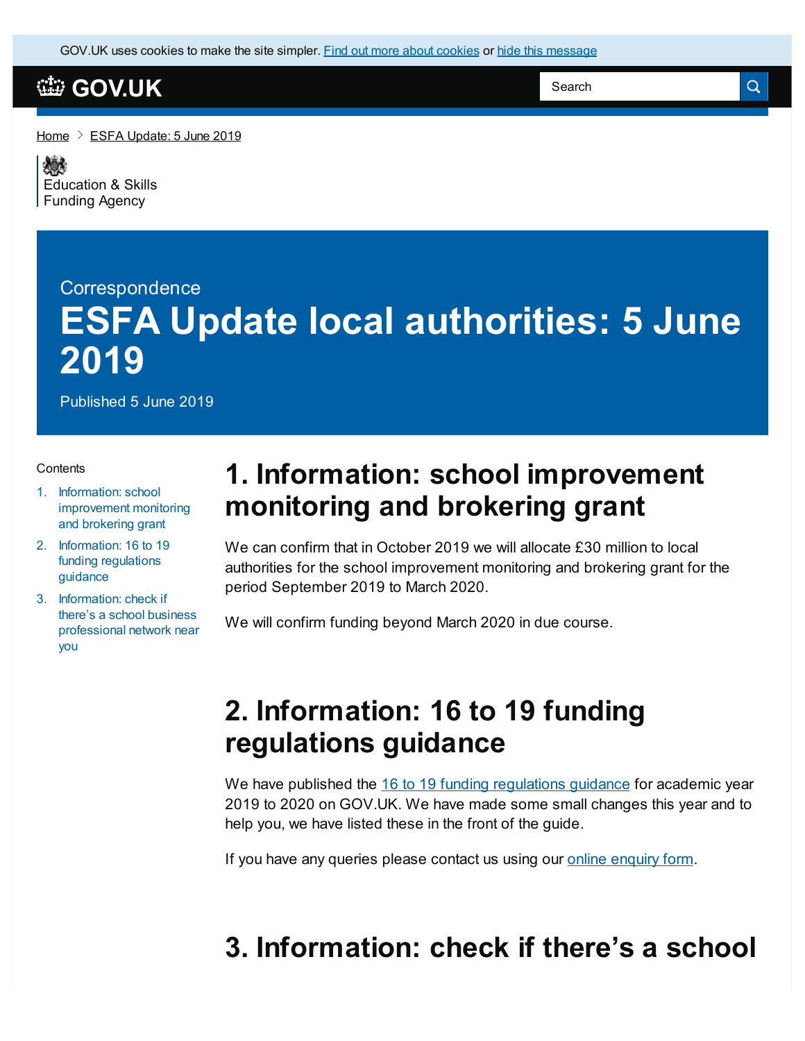GOV.UK uses cookies to make the site simpler. Find out more about cookies or hide this message

GOV.UK

Search

Home > ESFA Update: 5 June 2019

Education & Skills Funding Agency

Correspondence

# ESFA Update local authorities: 5 June 2019

Published 5 June 2019

Contents

1. Information: school improvement monitoring and brokering grant
2. Information: 16 to 19 funding regulations guidance
3. Information: check if there's a school business professional network near you

## 1. Information: school improvement monitoring and brokering grant

We can confirm that in October 2019 we will allocate £30 million to local authorities for the school improvement monitoring and brokering grant for the period September 2019 to March 2020.

We will confirm funding beyond March 2020 in due course.

## 2. Information: 16 to 19 funding regulations guidance

We have published the 16 to 19 funding regulations guidance for academic year 2019 to 2020 on GOV.UK. We have made some small changes this year and to help you, we have listed these in the front of the guide.

If you have any queries please contact us using our online enquiry form.

## 3. Information: check if there's a school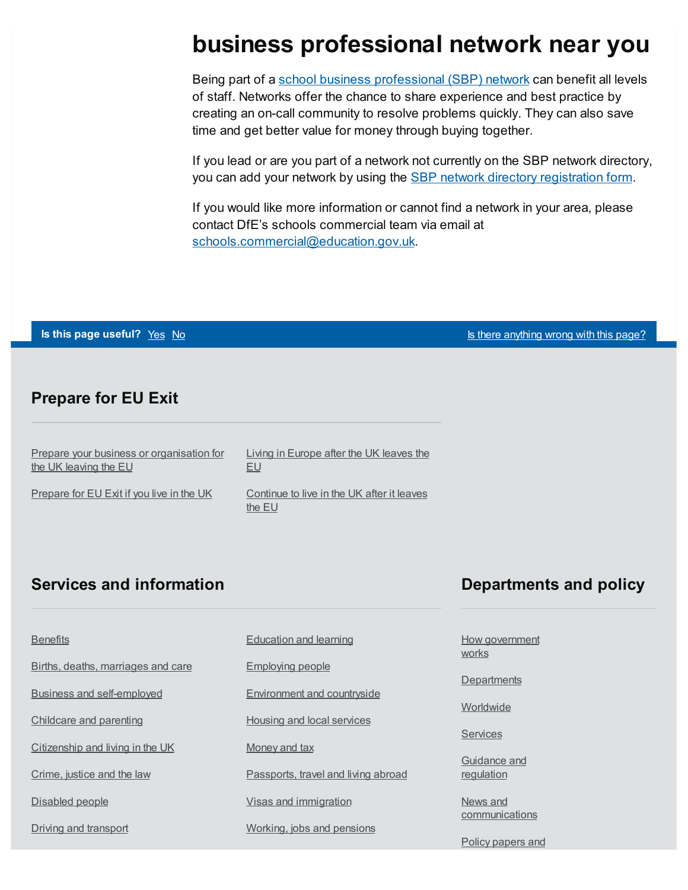# business professional network near you

Being part of a school business professional (SBP) network can benefit all levels of staff. Networks offer the chance to share experience and best practice by creating an on-call community to resolve problems quickly. They can also save time and get better value for money through buying together.

If you lead or are you part of a network not currently on the SBP network directory, you can add your network by using the SBP network directory registration form.

If you would like more information or cannot find a network in your area, please contact DfE's schools commercial team via email at schools.commercial@education.gov.uk.

**Is this page useful?** Yes No

Is there anything wrong with this page?

## Prepare for EU Exit

- Prepare your business or organisation for the UK leaving the EU
- Prepare for EU Exit if you live in the UK
- Living in Europe after the UK leaves the EU
- Continue to live in the UK after it leaves the EU

## Services and information

- Benefits
- Births, deaths, marriages and care
- Business and self-employed
- Childcare and parenting
- Citizenship and living in the UK
- Crime, justice and the law
- Disabled people
- Driving and transport
- Education and learning
- Employing people
- Environment and countryside
- Housing and local services
- Money and tax
- Passports, travel and living abroad
- Visas and immigration
- Working, jobs and pensions

## Departments and policy

- How government works
- Departments
- Worldwide
- Services
- Guidance and regulation
- News and communications
- Policy papers and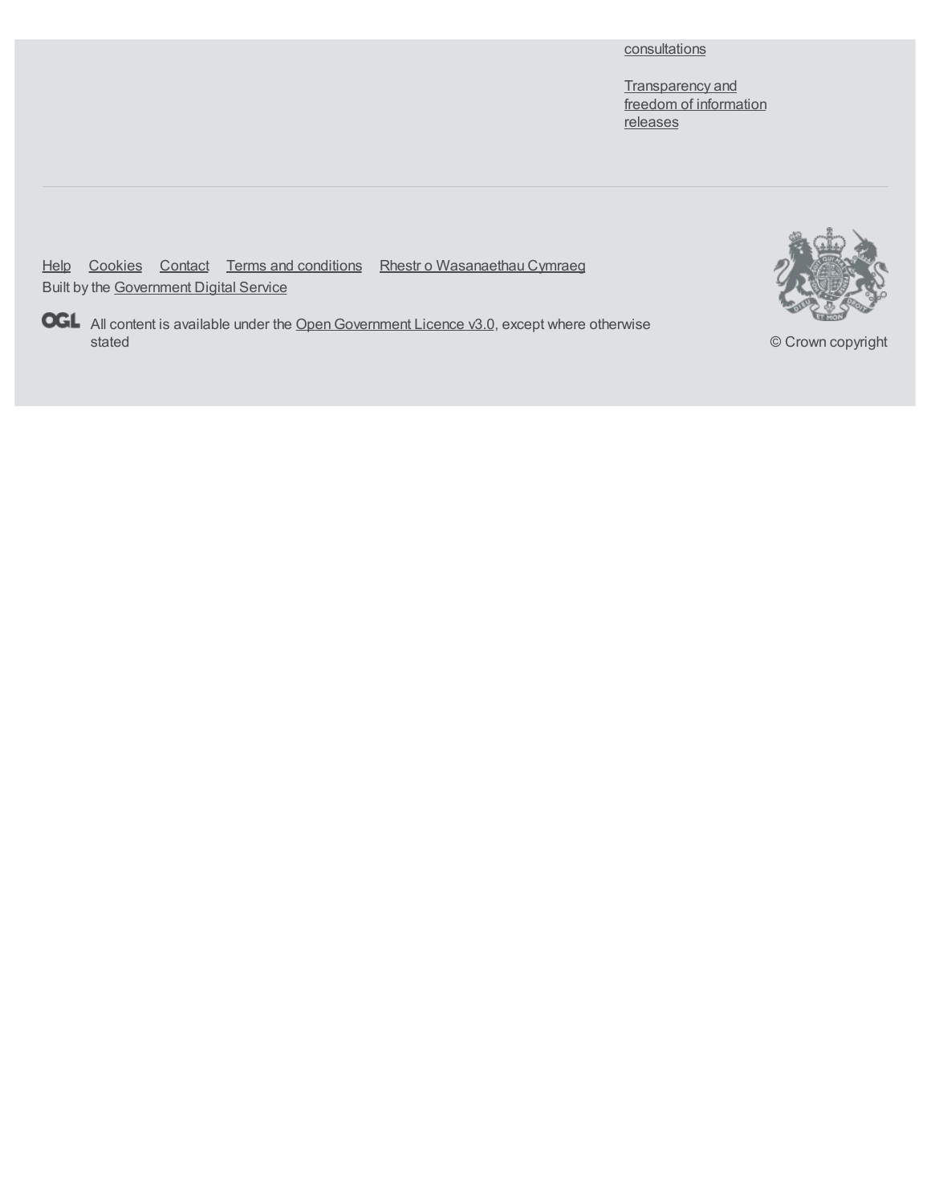consultations

Transparency and freedom of information releases

Help Cookies Contact Terms and conditions Rhestr o Wasanaethau Cymraeg

Built by the Government Digital Service

All content is available under the Open Government Licence v3.0, except where otherwise stated

© Crown copyright